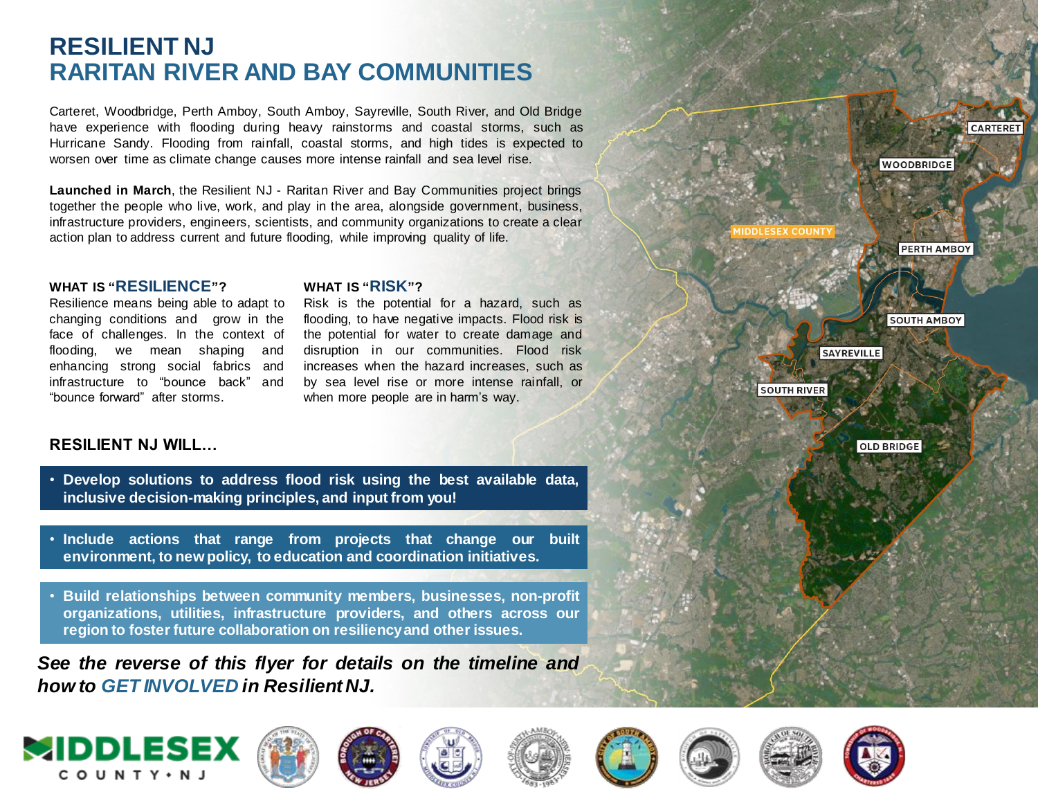# RESILIENT NJ
# RARITAN RIVER AND BAY COMMUNITIES

Carteret, Woodbridge, Perth Amboy, South Amboy, Sayreville, South River, and Old Bridge have experience with flooding during heavy rainstorms and coastal storms, such as Hurricane Sandy. Flooding from rainfall, coastal storms, and high tides is expected to worsen over time as climate change causes more intense rainfall and sea level rise.

**Launched in March**, the Resilient NJ - Raritan River and Bay Communities project brings together the people who live, work, and play in the area, alongside government, business, infrastructure providers, engineers, scientists, and community organizations to create a clear action plan to address current and future flooding, while improving quality of life.

### WHAT IS "RESILIENCE"?

Resilience means being able to adapt to changing conditions and grow in the face of challenges. In the context of flooding, we mean shaping and enhancing strong social fabrics and infrastructure to "bounce back" and "bounce forward" after storms.

### WHAT IS "RISK"?

Risk is the potential for a hazard, such as flooding, to have negative impacts. Flood risk is the potential for water to create damage and disruption in our communities. Flood risk increases when the hazard increases, such as by sea level rise or more intense rainfall, or when more people are in harm's way.

### RESILIENT NJ WILL…

- **Develop solutions to address flood risk using the best available data, inclusive decision-making principles, and input from you!**
- **Include actions that range from projects that change our built environment, to new policy, to education and coordination initiatives.**
- **Build relationships between community members, businesses, non-profit organizations, utilities, infrastructure providers, and others across our region to foster future collaboration on resiliency and other issues.**

***See the reverse of this flyer for details on the timeline and how to GET INVOLVED in Resilient NJ.***

MIDDLESEX COUNTY • NJ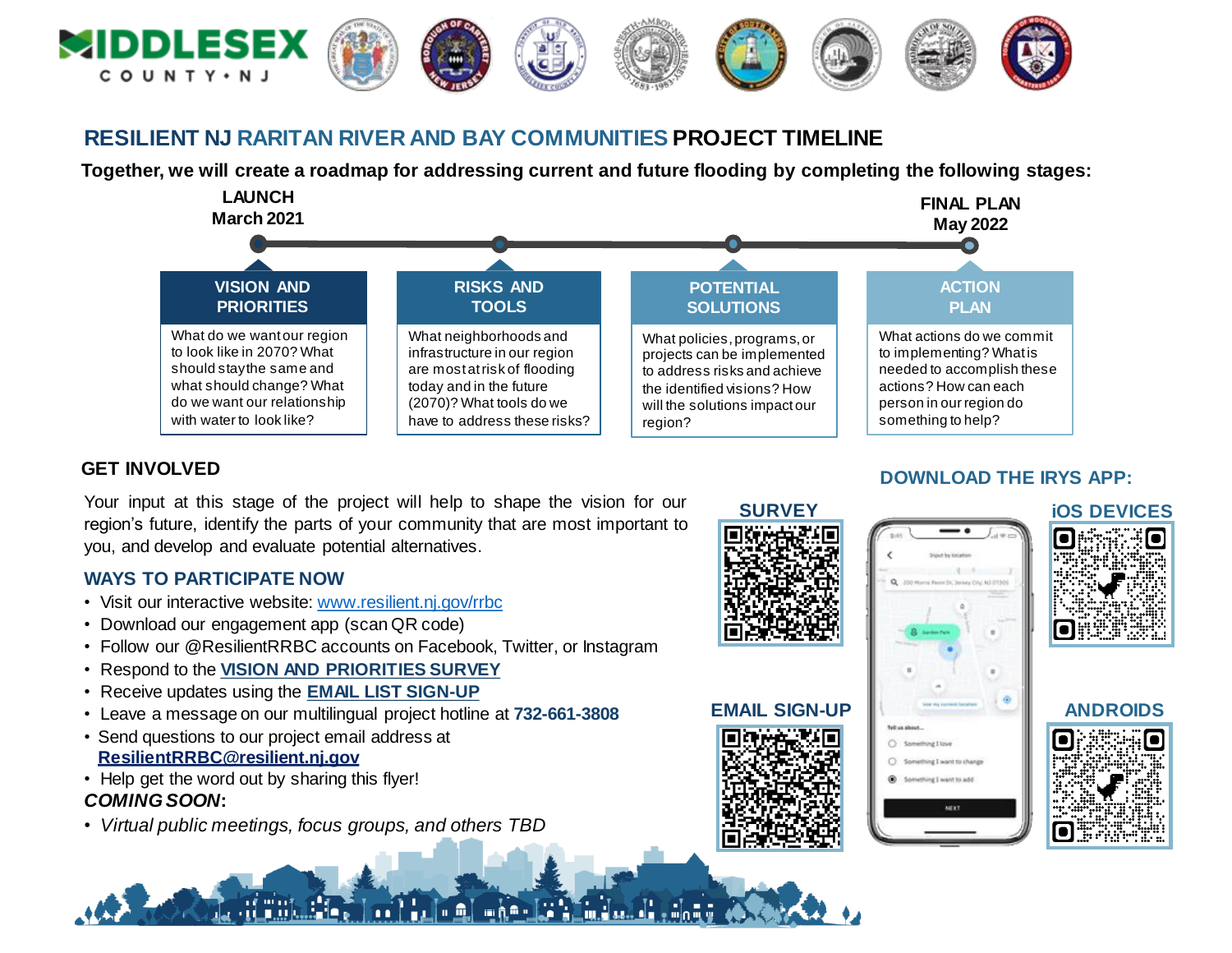# RESILIENT NJ RARITAN RIVER AND BAY COMMUNITIES PROJECT TIMELINE

**Together, we will create a roadmap for addressing current and future flooding by completing the following stages:**

**LAUNCH**
**March 2021**

**FINAL PLAN**
**May 2022**

**VISION AND PRIORITIES**

What do we want our region to look like in 2070? What should stay the same and what should change? What do we want our relationship with water to look like?

**RISKS AND TOOLS**

What neighborhoods and infrastructure in our region are most at risk of flooding today and in the future (2070)? What tools do we have to address these risks?

**POTENTIAL SOLUTIONS**

What policies, programs, or projects can be implemented to address risks and achieve the identified visions? How will the solutions impact our region?

**ACTION PLAN**

What actions do we commit to implementing? What is needed to accomplish these actions? How can each person in our region do something to help?

## GET INVOLVED

Your input at this stage of the project will help to shape the vision for our region's future, identify the parts of your community that are most important to you, and develop and evaluate potential alternatives.

### WAYS TO PARTICIPATE NOW

- Visit our interactive website: www.resilient.nj.gov/rrbc
- Download our engagement app (scan QR code)
- Follow our @ResilientRRBC accounts on Facebook, Twitter, or Instagram
- Respond to the **VISION AND PRIORITIES SURVEY**
- Receive updates using the **EMAIL LIST SIGN-UP**
- Leave a message on our multilingual project hotline at **732-661-3808**
- Send questions to our project email address at **ResilientRRBC@resilient.nj.gov**
- Help get the word out by sharing this flyer!

***COMING SOON*:**

- *Virtual public meetings, focus groups, and others TBD*

**SURVEY**

**EMAIL SIGN-UP**

### DOWNLOAD THE IRYS APP:

**iOS DEVICES**

**ANDROIDS**